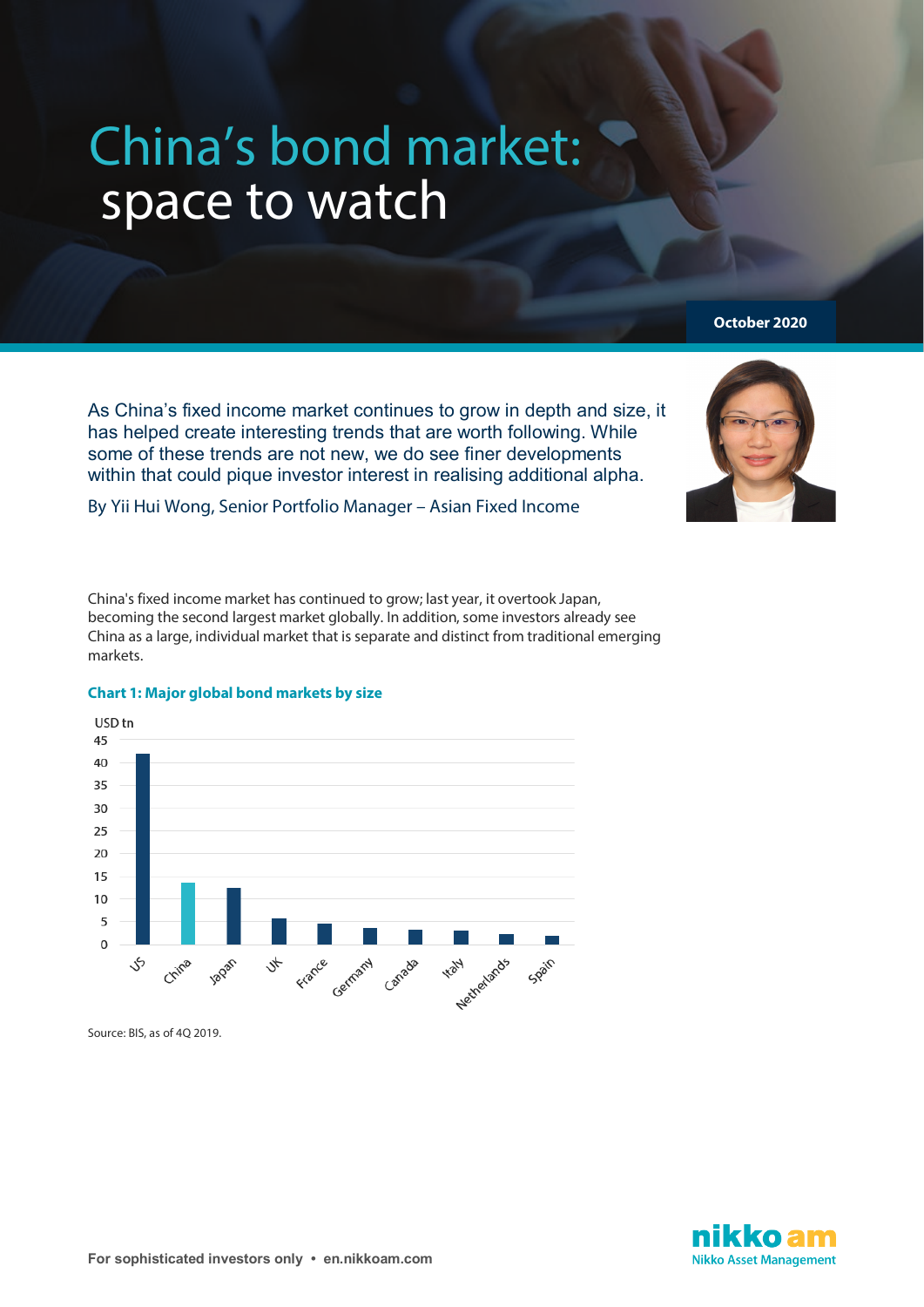# China's bond market: space to watch

October 2020

As China's fixed income market continues to grow in depth and size, it has helped create interesting trends that are worth following. While some of these trends are not new, we do see finer developments within that could pique investor interest in realising additional alpha.

By Yii Hui Wong, Senior Portfolio Manager – Asian Fixed Income

China's fixed income market has continued to grow; last year, it overtook Japan, becoming the second largest market globally. In addition, some investors already see China as a large, individual market that is separate and distinct from traditional emerging markets.

**Chart 1: Major global bond markets by size**

USD tn

Source: BIS, as of 4Q 2019.

For sophisticated investors only • en.nikkoam.com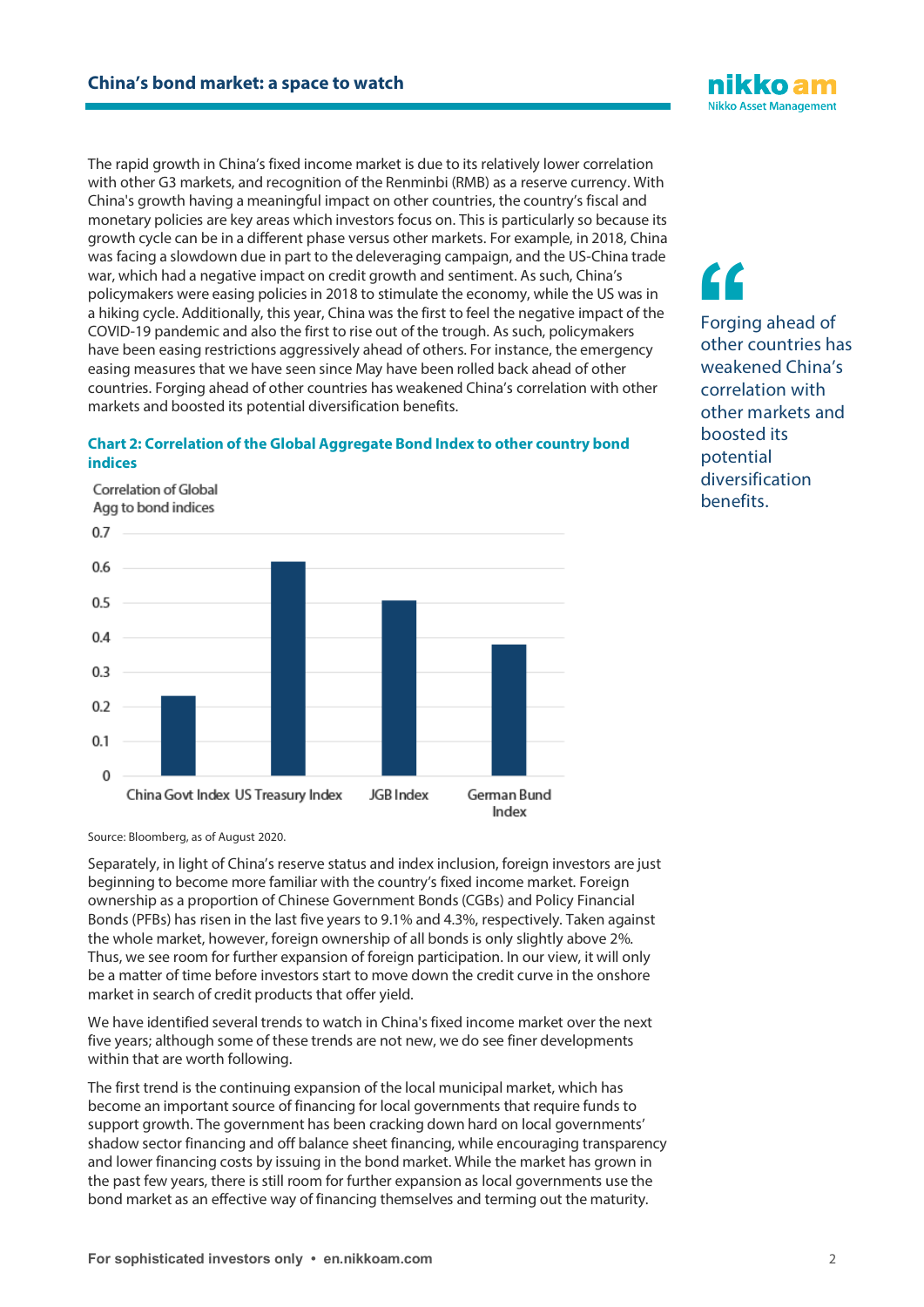The rapid growth in China's fixed income market is due to its relatively lower correlation with other G3 markets, and recognition of the Renminbi (RMB) as a reserve currency. With China's growth having a meaningful impact on other countries, the country's fiscal and monetary policies are key areas which investors focus on. This is particularly so because its growth cycle can be in a different phase versus other markets. For example, in 2018, China was facing a slowdown due in part to the deleveraging campaign, and the US-China trade war, which had a negative impact on credit growth and sentiment. As such, China's policymakers were easing policies in 2018 to stimulate the economy, while the US was in a hiking cycle. Additionally, this year, China was the first to feel the negative impact of the COVID-19 pandemic and also the first to rise out of the trough. As such, policymakers have been easing restrictions aggressively ahead of others. For instance, the emergency easing measures that we have seen since May have been rolled back ahead of other countries. Forging ahead of other countries has weakened China's correlation with other markets and boosted its potential diversification benefits.

> Forging ahead of other countries has weakened China's correlation with other markets and boosted its potential diversification benefits.

**Chart 2: Correlation of the Global Aggregate Bond Index to other country bond indices**

Correlation of Global Agg to bond indices

| Index | Correlation (approx.) |
| --- | --- |
| China Govt Index | 0.23 |
| US Treasury Index | 0.62 |
| JGB Index | 0.51 |
| German Bund Index | 0.38 |

Source: Bloomberg, as of August 2020.

Separately, in light of China's reserve status and index inclusion, foreign investors are just beginning to become more familiar with the country's fixed income market. Foreign ownership as a proportion of Chinese Government Bonds (CGBs) and Policy Financial Bonds (PFBs) has risen in the last five years to 9.1% and 4.3%, respectively. Taken against the whole market, however, foreign ownership of all bonds is only slightly above 2%. Thus, we see room for further expansion of foreign participation. In our view, it will only be a matter of time before investors start to move down the credit curve in the onshore market in search of credit products that offer yield.

We have identified several trends to watch in China's fixed income market over the next five years; although some of these trends are not new, we do see finer developments within that are worth following.

The first trend is the continuing expansion of the local municipal market, which has become an important source of financing for local governments that require funds to support growth. The government has been cracking down hard on local governments' shadow sector financing and off balance sheet financing, while encouraging transparency and lower financing costs by issuing in the bond market. While the market has grown in the past few years, there is still room for further expansion as local governments use the bond market as an effective way of financing themselves and terming out the maturity.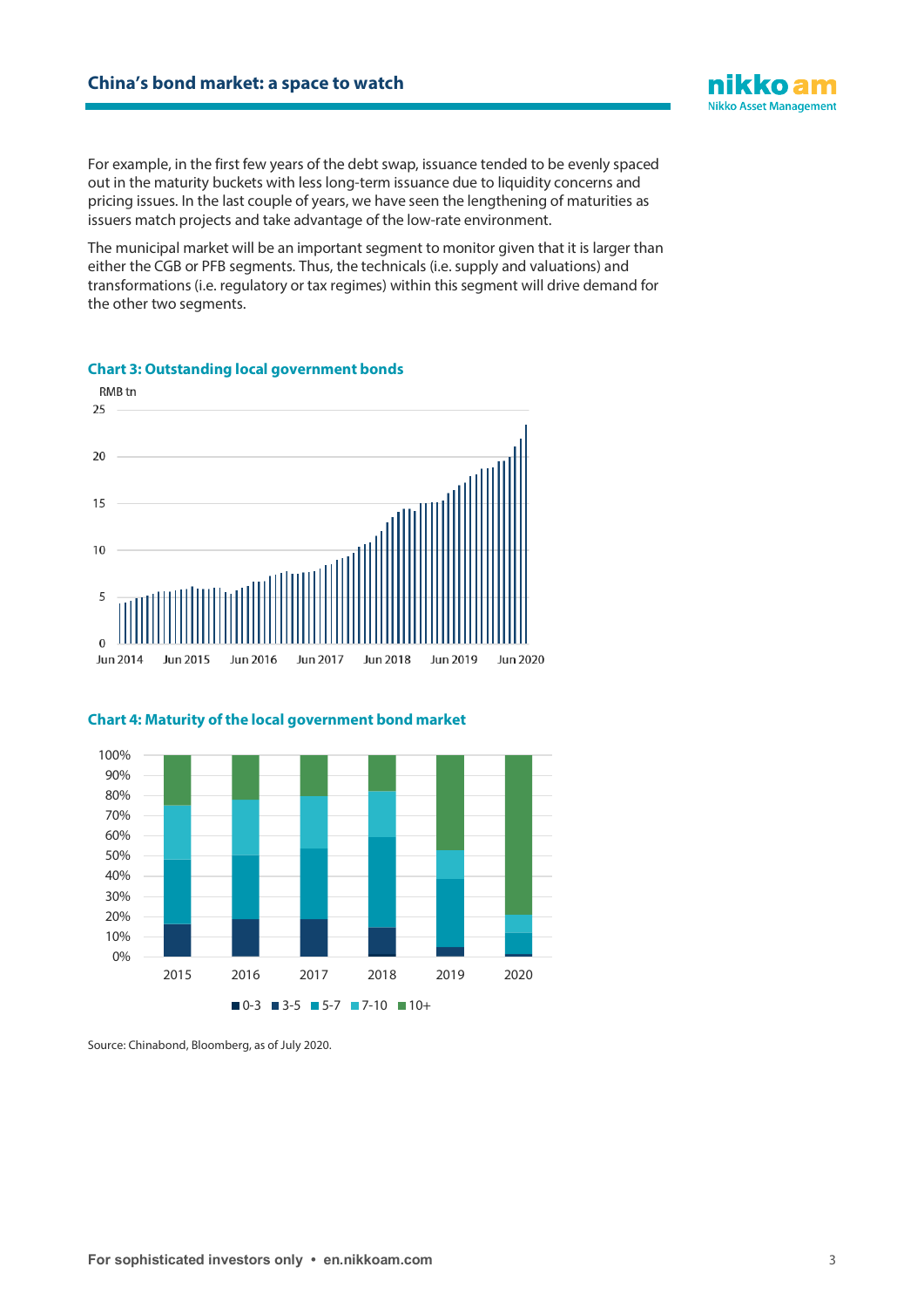For example, in the first few years of the debt swap, issuance tended to be evenly spaced out in the maturity buckets with less long-term issuance due to liquidity concerns and pricing issues. In the last couple of years, we have seen the lengthening of maturities as issuers match projects and take advantage of the low-rate environment.

The municipal market will be an important segment to monitor given that it is larger than either the CGB or PFB segments. Thus, the technicals (i.e. supply and valuations) and transformations (i.e. regulatory or tax regimes) within this segment will drive demand for the other two segments.

**Chart 3: Outstanding local government bonds**

**Chart 4: Maturity of the local government bond market**

Source: Chinabond, Bloomberg, as of July 2020.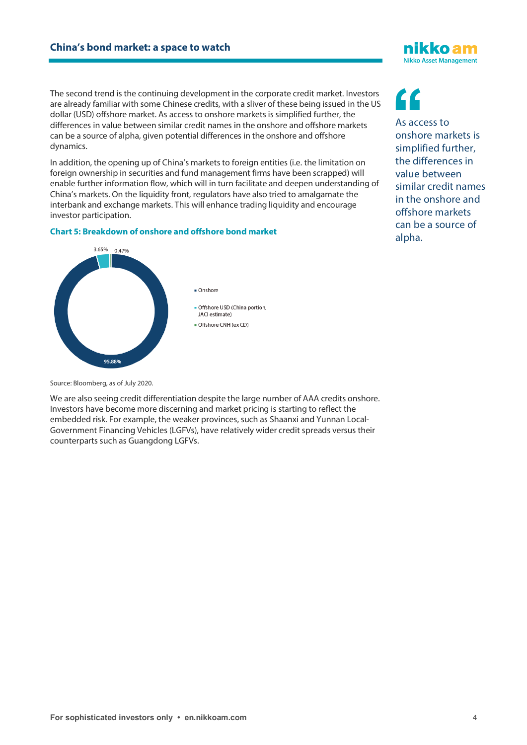The second trend is the continuing development in the corporate credit market. Investors are already familiar with some Chinese credits, with a sliver of these being issued in the US dollar (USD) offshore market. As access to onshore markets is simplified further, the differences in value between similar credit names in the onshore and offshore markets can be a source of alpha, given potential differences in the onshore and offshore dynamics.

> As access to onshore markets is simplified further, the differences in value between similar credit names in the onshore and offshore markets can be a source of alpha.

In addition, the opening up of China's markets to foreign entities (i.e. the limitation on foreign ownership in securities and fund management firms have been scrapped) will enable further information flow, which will in turn facilitate and deepen understanding of China's markets. On the liquidity front, regulators have also tried to amalgamate the interbank and exchange markets. This will enhance trading liquidity and encourage investor participation.

**Chart 5: Breakdown of onshore and offshore bond market**

| Segment | Share |
|---|---|
| Onshore | 95.88% |
| Offshore USD (China portion, JACI estimate) | 3.65% |
| Offshore CNH (ex CD) | 0.47% |

Source: Bloomberg, as of July 2020.

We are also seeing credit differentiation despite the large number of AAA credits onshore. Investors have become more discerning and market pricing is starting to reflect the embedded risk. For example, the weaker provinces, such as Shaanxi and Yunnan Local-Government Financing Vehicles (LGFVs), have relatively wider credit spreads versus their counterparts such as Guangdong LGFVs.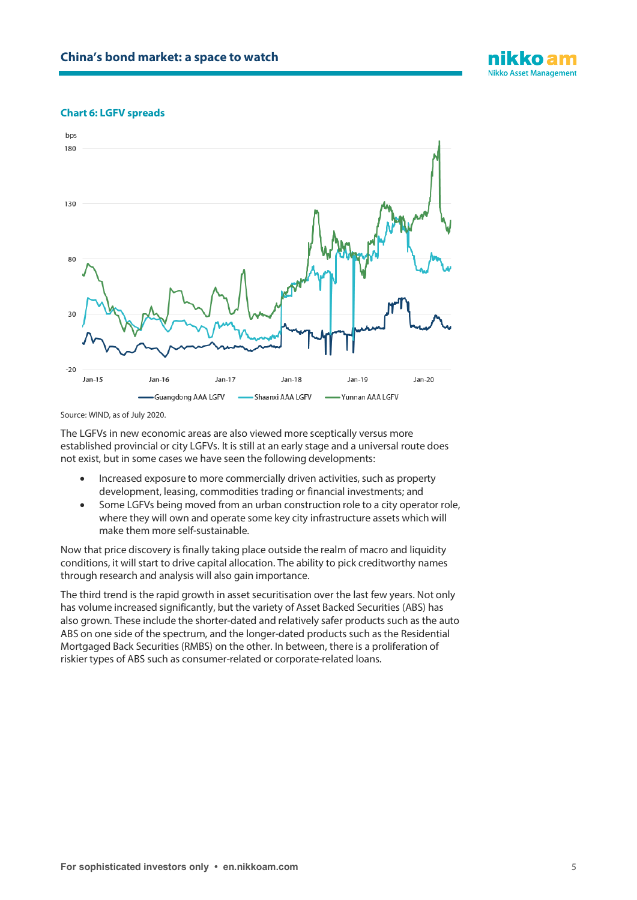**Chart 6: LGFV spreads**

Source: WIND, as of July 2020.

The LGFVs in new economic areas are also viewed more sceptically versus more established provincial or city LGFVs. It is still at an early stage and a universal route does not exist, but in some cases we have seen the following developments:

- Increased exposure to more commercially driven activities, such as property development, leasing, commodities trading or financial investments; and
- Some LGFVs being moved from an urban construction role to a city operator role, where they will own and operate some key city infrastructure assets which will make them more self-sustainable.

Now that price discovery is finally taking place outside the realm of macro and liquidity conditions, it will start to drive capital allocation. The ability to pick creditworthy names through research and analysis will also gain importance.

The third trend is the rapid growth in asset securitisation over the last few years. Not only has volume increased significantly, but the variety of Asset Backed Securities (ABS) has also grown. These include the shorter-dated and relatively safer products such as the auto ABS on one side of the spectrum, and the longer-dated products such as the Residential Mortgaged Back Securities (RMBS) on the other. In between, there is a proliferation of riskier types of ABS such as consumer-related or corporate-related loans.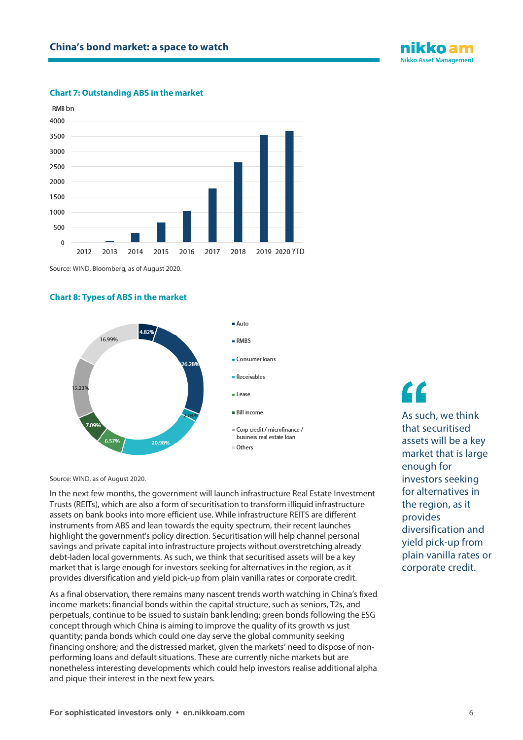### Chart 7: Outstanding ABS in the market

Source: WIND, Bloomberg, as of August 2020.

### Chart 8: Types of ABS in the market

Source: WIND, as of August 2020.

In the next few months, the government will launch infrastructure Real Estate Investment Trusts (REITs), which are also a form of securitisation to transform illiquid infrastructure assets on bank books into more efficient use. While infrastructure REITS are different instruments from ABS and lean towards the equity spectrum, their recent launches highlight the government's policy direction. Securitisation will help channel personal savings and private capital into infrastructure projects without overstretching already debt-laden local governments. As such, we think that securitised assets will be a key market that is large enough for investors seeking for alternatives in the region, as it provides diversification and yield pick-up from plain vanilla rates or corporate credit.

As a final observation, there remains many nascent trends worth watching in China's fixed income markets: financial bonds within the capital structure, such as seniors, T2s, and perpetuals, continue to be issued to sustain bank lending; green bonds following the ESG concept through which China is aiming to improve the quality of its growth vs just quantity; panda bonds which could one day serve the global community seeking financing onshore; and the distressed market, given the markets' need to dispose of non-performing loans and default situations. These are currently niche markets but are nonetheless interesting developments which could help investors realise additional alpha and pique their interest in the next few years.

> "As such, we think that securitised assets will be a key market that is large enough for investors seeking for alternatives in the region, as it provides diversification and yield pick-up from plain vanilla rates or corporate credit.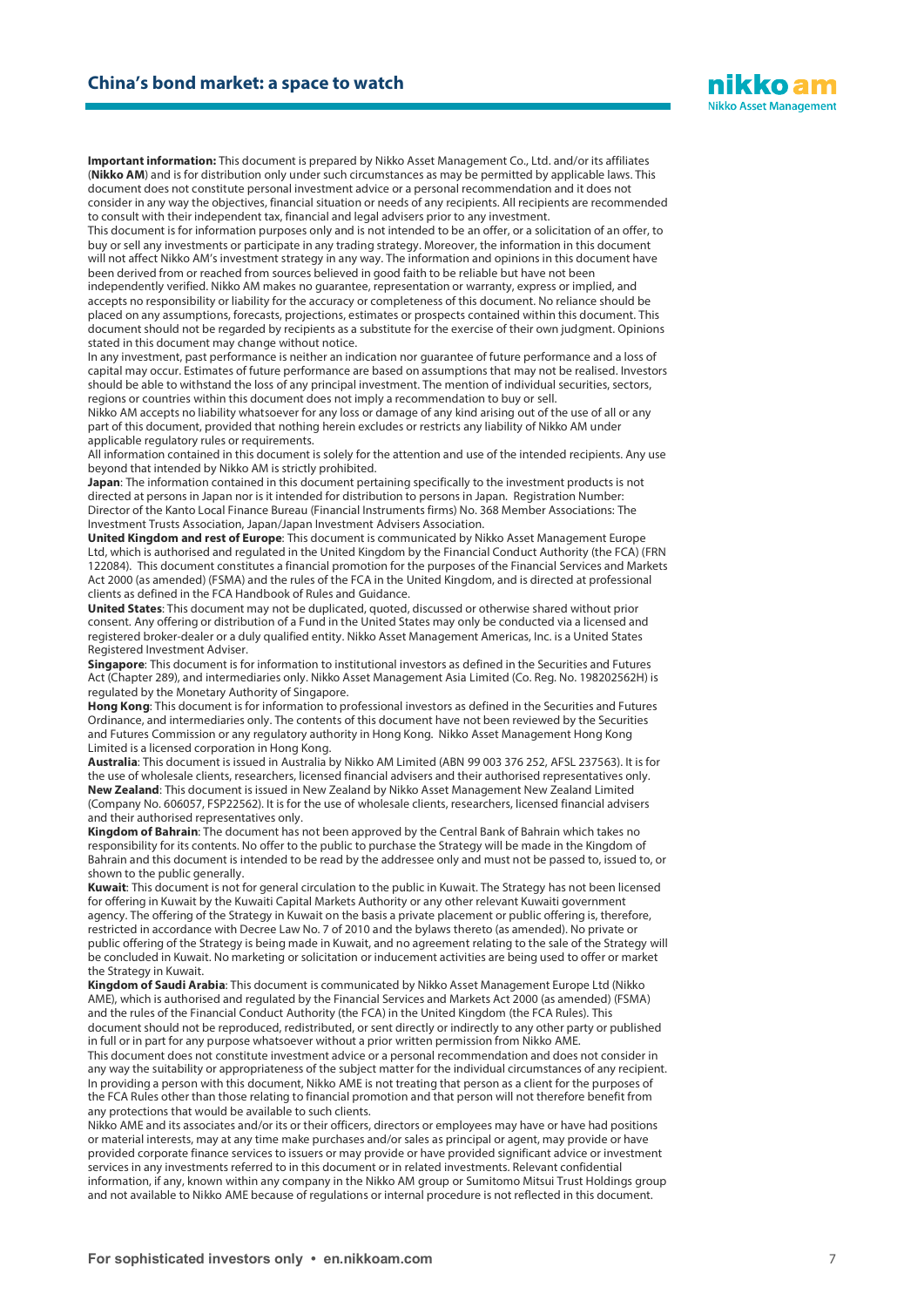**Important information:** This document is prepared by Nikko Asset Management Co., Ltd. and/or its affiliates (**Nikko AM**) and is for distribution only under such circumstances as may be permitted by applicable laws. This document does not constitute personal investment advice or a personal recommendation and it does not consider in any way the objectives, financial situation or needs of any recipients. All recipients are recommended to consult with their independent tax, financial and legal advisers prior to any investment.

This document is for information purposes only and is not intended to be an offer, or a solicitation of an offer, to buy or sell any investments or participate in any trading strategy. Moreover, the information in this document will not affect Nikko AM's investment strategy in any way. The information and opinions in this document have been derived from or reached from sources believed in good faith to be reliable but have not been independently verified. Nikko AM makes no guarantee, representation or warranty, express or implied, and accepts no responsibility or liability for the accuracy or completeness of this document. No reliance should be placed on any assumptions, forecasts, projections, estimates or prospects contained within this document. This document should not be regarded by recipients as a substitute for the exercise of their own judgment. Opinions stated in this document may change without notice.

In any investment, past performance is neither an indication nor guarantee of future performance and a loss of capital may occur. Estimates of future performance are based on assumptions that may not be realised. Investors should be able to withstand the loss of any principal investment. The mention of individual securities, sectors, regions or countries within this document does not imply a recommendation to buy or sell.

Nikko AM accepts no liability whatsoever for any loss or damage of any kind arising out of the use of all or any part of this document, provided that nothing herein excludes or restricts any liability of Nikko AM under applicable regulatory rules or requirements.

All information contained in this document is solely for the attention and use of the intended recipients. Any use beyond that intended by Nikko AM is strictly prohibited.

**Japan**: The information contained in this document pertaining specifically to the investment products is not directed at persons in Japan nor is it intended for distribution to persons in Japan. Registration Number: Director of the Kanto Local Finance Bureau (Financial Instruments firms) No. 368 Member Associations: The Investment Trusts Association, Japan/Japan Investment Advisers Association.

**United Kingdom and rest of Europe**: This document is communicated by Nikko Asset Management Europe Ltd, which is authorised and regulated in the United Kingdom by the Financial Conduct Authority (the FCA) (FRN 122084). This document constitutes a financial promotion for the purposes of the Financial Services and Markets Act 2000 (as amended) (FSMA) and the rules of the FCA in the United Kingdom, and is directed at professional clients as defined in the FCA Handbook of Rules and Guidance.

**United States**: This document may not be duplicated, quoted, discussed or otherwise shared without prior consent. Any offering or distribution of a Fund in the United States may only be conducted via a licensed and registered broker-dealer or a duly qualified entity. Nikko Asset Management Americas, Inc. is a United States Registered Investment Adviser.

**Singapore**: This document is for information to institutional investors as defined in the Securities and Futures Act (Chapter 289), and intermediaries only. Nikko Asset Management Asia Limited (Co. Reg. No. 198202562H) is regulated by the Monetary Authority of Singapore.

**Hong Kong**: This document is for information to professional investors as defined in the Securities and Futures Ordinance, and intermediaries only. The contents of this document have not been reviewed by the Securities and Futures Commission or any regulatory authority in Hong Kong. Nikko Asset Management Hong Kong Limited is a licensed corporation in Hong Kong.

**Australia**: This document is issued in Australia by Nikko AM Limited (ABN 99 003 376 252, AFSL 237563). It is for the use of wholesale clients, researchers, licensed financial advisers and their authorised representatives only.

**New Zealand**: This document is issued in New Zealand by Nikko Asset Management New Zealand Limited (Company No. 606057, FSP22562). It is for the use of wholesale clients, researchers, licensed financial advisers and their authorised representatives only.

**Kingdom of Bahrain**: The document has not been approved by the Central Bank of Bahrain which takes no responsibility for its contents. No offer to the public to purchase the Strategy will be made in the Kingdom of Bahrain and this document is intended to be read by the addressee only and must not be passed to, issued to, or shown to the public generally.

**Kuwait**: This document is not for general circulation to the public in Kuwait. The Strategy has not been licensed for offering in Kuwait by the Kuwaiti Capital Markets Authority or any other relevant Kuwaiti government agency. The offering of the Strategy in Kuwait on the basis a private placement or public offering is, therefore, restricted in accordance with Decree Law No. 7 of 2010 and the bylaws thereto (as amended). No private or public offering of the Strategy is being made in Kuwait, and no agreement relating to the sale of the Strategy will be concluded in Kuwait. No marketing or solicitation or inducement activities are being used to offer or market the Strategy in Kuwait.

**Kingdom of Saudi Arabia**: This document is communicated by Nikko Asset Management Europe Ltd (Nikko AME), which is authorised and regulated by the Financial Services and Markets Act 2000 (as amended) (FSMA) and the rules of the Financial Conduct Authority (the FCA) in the United Kingdom (the FCA Rules). This document should not be reproduced, redistributed, or sent directly or indirectly to any other party or published in full or in part for any purpose whatsoever without a prior written permission from Nikko AME.

This document does not constitute investment advice or a personal recommendation and does not consider in any way the suitability or appropriateness of the subject matter for the individual circumstances of any recipient. In providing a person with this document, Nikko AME is not treating that person as a client for the purposes of the FCA Rules other than those relating to financial promotion and that person will not therefore benefit from any protections that would be available to such clients.

Nikko AME and its associates and/or its or their officers, directors or employees may have or have had positions or material interests, may at any time make purchases and/or sales as principal or agent, may provide or have provided corporate finance services to issuers or may provide or have provided significant advice or investment services in any investments referred to in this document or in related investments. Relevant confidential information, if any, known within any company in the Nikko AM group or Sumitomo Mitsui Trust Holdings group and not available to Nikko AME because of regulations or internal procedure is not reflected in this document.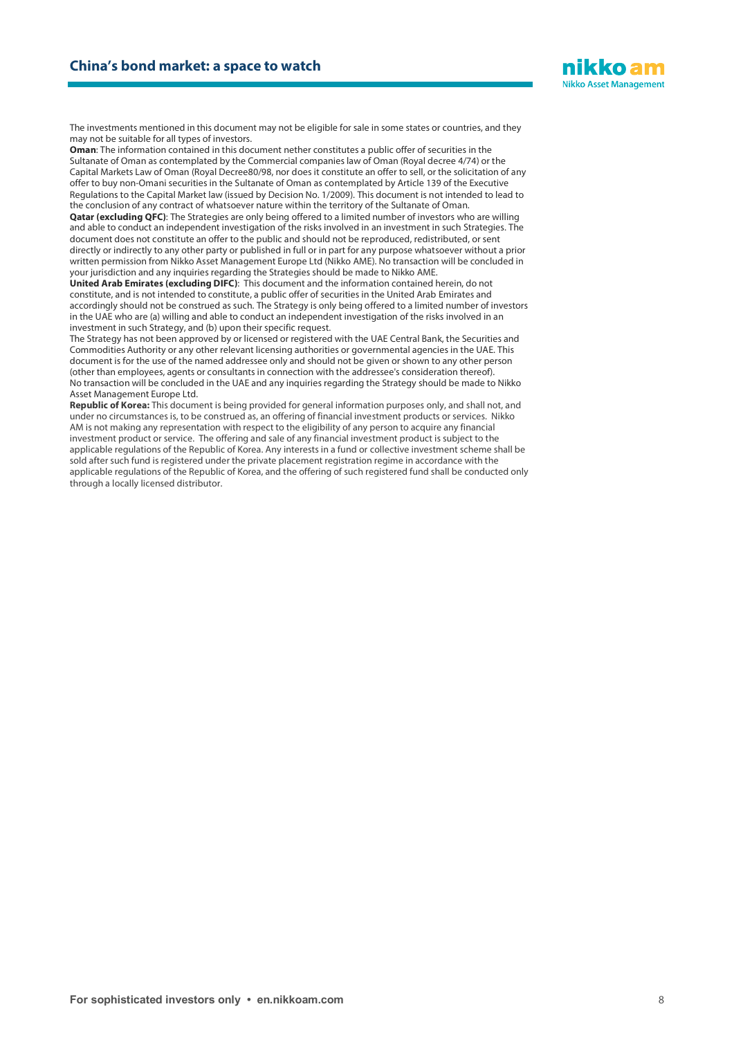The investments mentioned in this document may not be eligible for sale in some states or countries, and they may not be suitable for all types of investors.

**Oman**: The information contained in this document nether constitutes a public offer of securities in the Sultanate of Oman as contemplated by the Commercial companies law of Oman (Royal decree 4/74) or the Capital Markets Law of Oman (Royal Decree80/98, nor does it constitute an offer to sell, or the solicitation of any offer to buy non-Omani securities in the Sultanate of Oman as contemplated by Article 139 of the Executive Regulations to the Capital Market law (issued by Decision No. 1/2009). This document is not intended to lead to the conclusion of any contract of whatsoever nature within the territory of the Sultanate of Oman.

**Qatar (excluding QFC)**: The Strategies are only being offered to a limited number of investors who are willing and able to conduct an independent investigation of the risks involved in an investment in such Strategies. The document does not constitute an offer to the public and should not be reproduced, redistributed, or sent directly or indirectly to any other party or published in full or in part for any purpose whatsoever without a prior written permission from Nikko Asset Management Europe Ltd (Nikko AME). No transaction will be concluded in your jurisdiction and any inquiries regarding the Strategies should be made to Nikko AME.

**United Arab Emirates (excluding DIFC)**: This document and the information contained herein, do not constitute, and is not intended to constitute, a public offer of securities in the United Arab Emirates and accordingly should not be construed as such. The Strategy is only being offered to a limited number of investors in the UAE who are (a) willing and able to conduct an independent investigation of the risks involved in an investment in such Strategy, and (b) upon their specific request.

The Strategy has not been approved by or licensed or registered with the UAE Central Bank, the Securities and Commodities Authority or any other relevant licensing authorities or governmental agencies in the UAE. This document is for the use of the named addressee only and should not be given or shown to any other person (other than employees, agents or consultants in connection with the addressee's consideration thereof).

No transaction will be concluded in the UAE and any inquiries regarding the Strategy should be made to Nikko Asset Management Europe Ltd.

**Republic of Korea:** This document is being provided for general information purposes only, and shall not, and under no circumstances is, to be construed as, an offering of financial investment products or services. Nikko AM is not making any representation with respect to the eligibility of any person to acquire any financial investment product or service. The offering and sale of any financial investment product is subject to the applicable regulations of the Republic of Korea. Any interests in a fund or collective investment scheme shall be sold after such fund is registered under the private placement registration regime in accordance with the applicable regulations of the Republic of Korea, and the offering of such registered fund shall be conducted only through a locally licensed distributor.